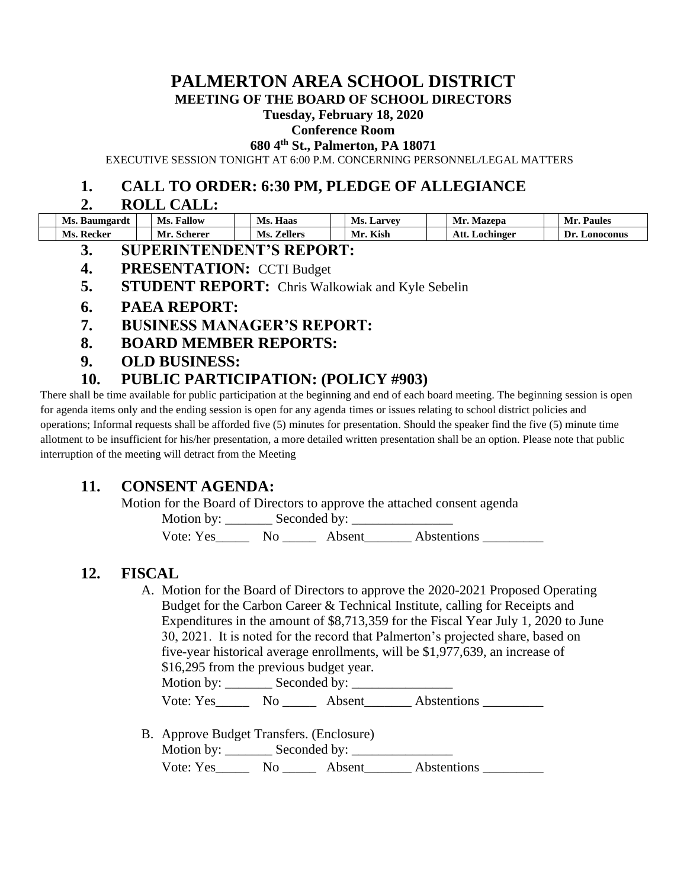# PALMERTON AREA SCHOOL DISTRICT

**MEETING OF THE BOARD OF SCHOOL DIRECTORS**

**Tuesday, February 18, 2020**

**Conference Room**

**680 4th St., Palmerton, PA 18071**

EXECUTIVE SESSION TONIGHT AT 6:00 P.M. CONCERNING PERSONNEL/LEGAL MATTERS

## 1. CALL TO ORDER: 6:30 PM, PLEDGE OF ALLEGIANCE

## 2. ROLL CALL:

| | | | | | | | | | | | |
|---|---|---|---|---|---|---|---|---|---|---|---|
| | **Ms. Baumgardt** | | **Ms. Fallow** | | **Ms. Haas** | | **Ms. Larvey** | | **Mr. Mazepa** | | **Mr. Paules** |
| | **Ms. Recker** | | **Mr. Scherer** | | **Ms. Zellers** | | **Mr. Kish** | | **Att. Lochinger** | | **Dr. Lonoconus** |

## 3. SUPERINTENDENT'S REPORT:

## 4. PRESENTATION: CCTI Budget

## 5. STUDENT REPORT: Chris Walkowiak and Kyle Sebelin

## 6. PAEA REPORT:

## 7. BUSINESS MANAGER'S REPORT:

## 8. BOARD MEMBER REPORTS:

## 9. OLD BUSINESS:

## 10. PUBLIC PARTICIPATION: (POLICY #903)

There shall be time available for public participation at the beginning and end of each board meeting. The beginning session is open for agenda items only and the ending session is open for any agenda times or issues relating to school district policies and operations; Informal requests shall be afforded five (5) minutes for presentation. Should the speaker find the five (5) minute time allotment to be insufficient for his/her presentation, a more detailed written presentation shall be an option. Please note that public interruption of the meeting will detract from the Meeting

## 11. CONSENT AGENDA:

Motion for the Board of Directors to approve the attached consent agenda

Motion by: _______ Seconded by: _______________

Vote: Yes_____ No _____ Absent_______ Abstentions _________

## 12. FISCAL

A. Motion for the Board of Directors to approve the 2020-2021 Proposed Operating Budget for the Carbon Career & Technical Institute, calling for Receipts and Expenditures in the amount of $8,713,359 for the Fiscal Year July 1, 2020 to June 30, 2021. It is noted for the record that Palmerton's projected share, based on five-year historical average enrollments, will be $1,977,639, an increase of $16,295 from the previous budget year.

Motion by: _______ Seconded by: _______________

Vote: Yes_____ No _____ Absent_______ Abstentions _________

B. Approve Budget Transfers. (Enclosure)

Motion by: _______ Seconded by: _______________

Vote: Yes_____ No _____ Absent_______ Abstentions _________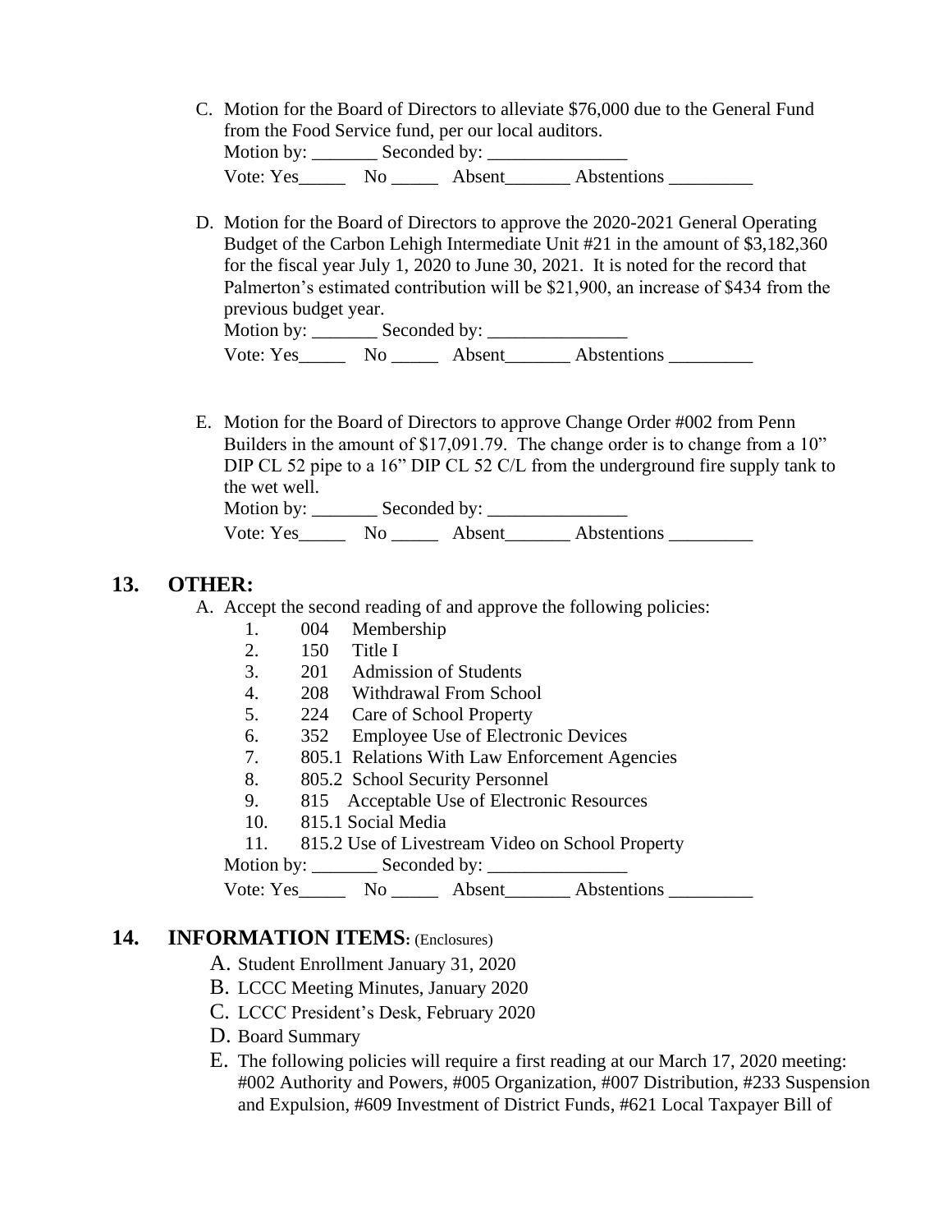C. Motion for the Board of Directors to alleviate $76,000 due to the General Fund from the Food Service fund, per our local auditors.
Motion by: _______ Seconded by: _______________
Vote: Yes_____ No _____ Absent_______ Abstentions _________

D. Motion for the Board of Directors to approve the 2020-2021 General Operating Budget of the Carbon Lehigh Intermediate Unit #21 in the amount of $3,182,360 for the fiscal year July 1, 2020 to June 30, 2021. It is noted for the record that Palmerton's estimated contribution will be $21,900, an increase of $434 from the previous budget year.
Motion by: _______ Seconded by: _______________
Vote: Yes_____ No _____ Absent_______ Abstentions _________

E. Motion for the Board of Directors to approve Change Order #002 from Penn Builders in the amount of $17,091.79. The change order is to change from a 10" DIP CL 52 pipe to a 16" DIP CL 52 C/L from the underground fire supply tank to the wet well.
Motion by: _______ Seconded by: _______________
Vote: Yes_____ No _____ Absent_______ Abstentions _________

## 13. OTHER:

A. Accept the second reading of and approve the following policies:
1. 004 Membership
2. 150 Title I
3. 201 Admission of Students
4. 208 Withdrawal From School
5. 224 Care of School Property
6. 352 Employee Use of Electronic Devices
7. 805.1 Relations With Law Enforcement Agencies
8. 805.2 School Security Personnel
9. 815 Acceptable Use of Electronic Resources
10. 815.1 Social Media
11. 815.2 Use of Livestream Video on School Property

Motion by: _______ Seconded by: _______________
Vote: Yes_____ No _____ Absent_______ Abstentions _________

## 14. INFORMATION ITEMS: (Enclosures)

A. Student Enrollment January 31, 2020
B. LCCC Meeting Minutes, January 2020
C. LCCC President's Desk, February 2020
D. Board Summary
E. The following policies will require a first reading at our March 17, 2020 meeting: #002 Authority and Powers, #005 Organization, #007 Distribution, #233 Suspension and Expulsion, #609 Investment of District Funds, #621 Local Taxpayer Bill of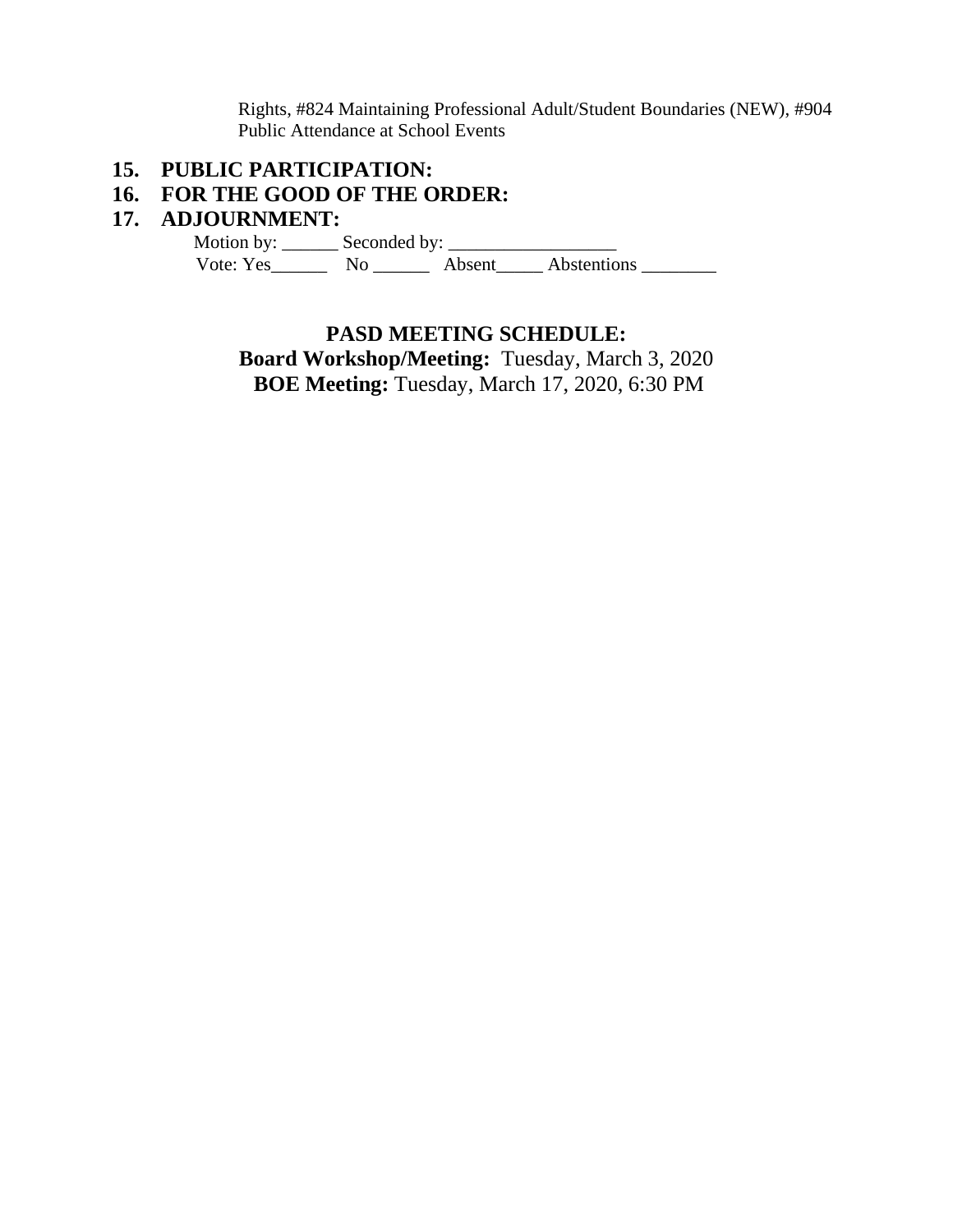Rights, #824 Maintaining Professional Adult/Student Boundaries (NEW), #904 Public Attendance at School Events

**15. PUBLIC PARTICIPATION:**

**16. FOR THE GOOD OF THE ORDER:**

**17. ADJOURNMENT:**

Motion by: ______ Seconded by: __________________

Vote: Yes______ No ______ Absent_____ Abstentions ________

**PASD MEETING SCHEDULE:**

**Board Workshop/Meeting:** Tuesday, March 3, 2020

**BOE Meeting:** Tuesday, March 17, 2020, 6:30 PM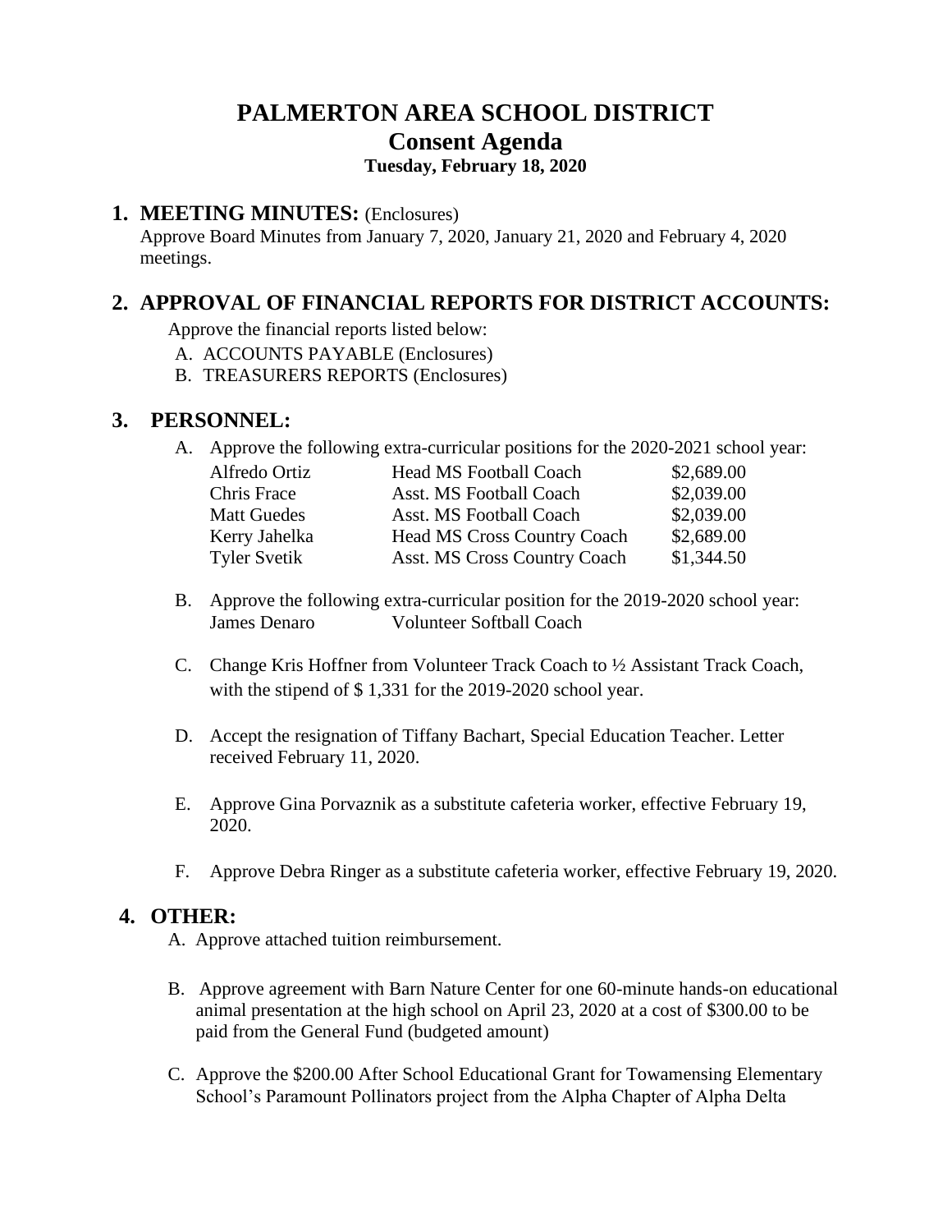# PALMERTON AREA SCHOOL DISTRICT
## Consent Agenda
### Tuesday, February 18, 2020

**1. MEETING MINUTES:** (Enclosures)

Approve Board Minutes from January 7, 2020, January 21, 2020 and February 4, 2020 meetings.

**2. APPROVAL OF FINANCIAL REPORTS FOR DISTRICT ACCOUNTS:**

Approve the financial reports listed below:

A. ACCOUNTS PAYABLE (Enclosures)
B. TREASURERS REPORTS (Enclosures)

**3. PERSONNEL:**

A. Approve the following extra-curricular positions for the 2020-2021 school year:

| | | |
|---|---|---|
| Alfredo Ortiz | Head MS Football Coach | $2,689.00 |
| Chris Frace | Asst. MS Football Coach | $2,039.00 |
| Matt Guedes | Asst. MS Football Coach | $2,039.00 |
| Kerry Jahelka | Head MS Cross Country Coach | $2,689.00 |
| Tyler Svetik | Asst. MS Cross Country Coach | $1,344.50 |

B. Approve the following extra-curricular position for the 2019-2020 school year:
James Denaro Volunteer Softball Coach

C. Change Kris Hoffner from Volunteer Track Coach to ½ Assistant Track Coach, with the stipend of $ 1,331 for the 2019-2020 school year.

D. Accept the resignation of Tiffany Bachart, Special Education Teacher. Letter received February 11, 2020.

E. Approve Gina Porvaznik as a substitute cafeteria worker, effective February 19, 2020.

F. Approve Debra Ringer as a substitute cafeteria worker, effective February 19, 2020.

**4. OTHER:**

A. Approve attached tuition reimbursement.

B. Approve agreement with Barn Nature Center for one 60-minute hands-on educational animal presentation at the high school on April 23, 2020 at a cost of $300.00 to be paid from the General Fund (budgeted amount)

C. Approve the $200.00 After School Educational Grant for Towamensing Elementary School's Paramount Pollinators project from the Alpha Chapter of Alpha Delta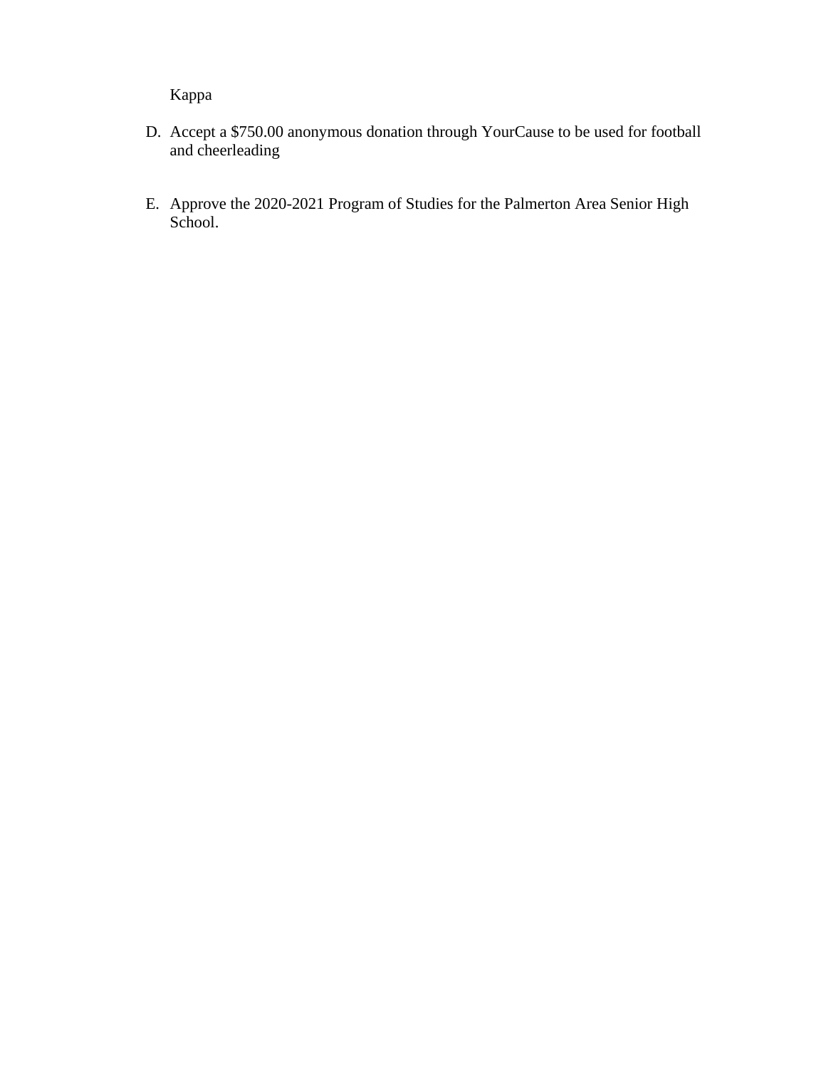Kappa

D. Accept a $750.00 anonymous donation through YourCause to be used for football and cheerleading

E. Approve the 2020-2021 Program of Studies for the Palmerton Area Senior High School.